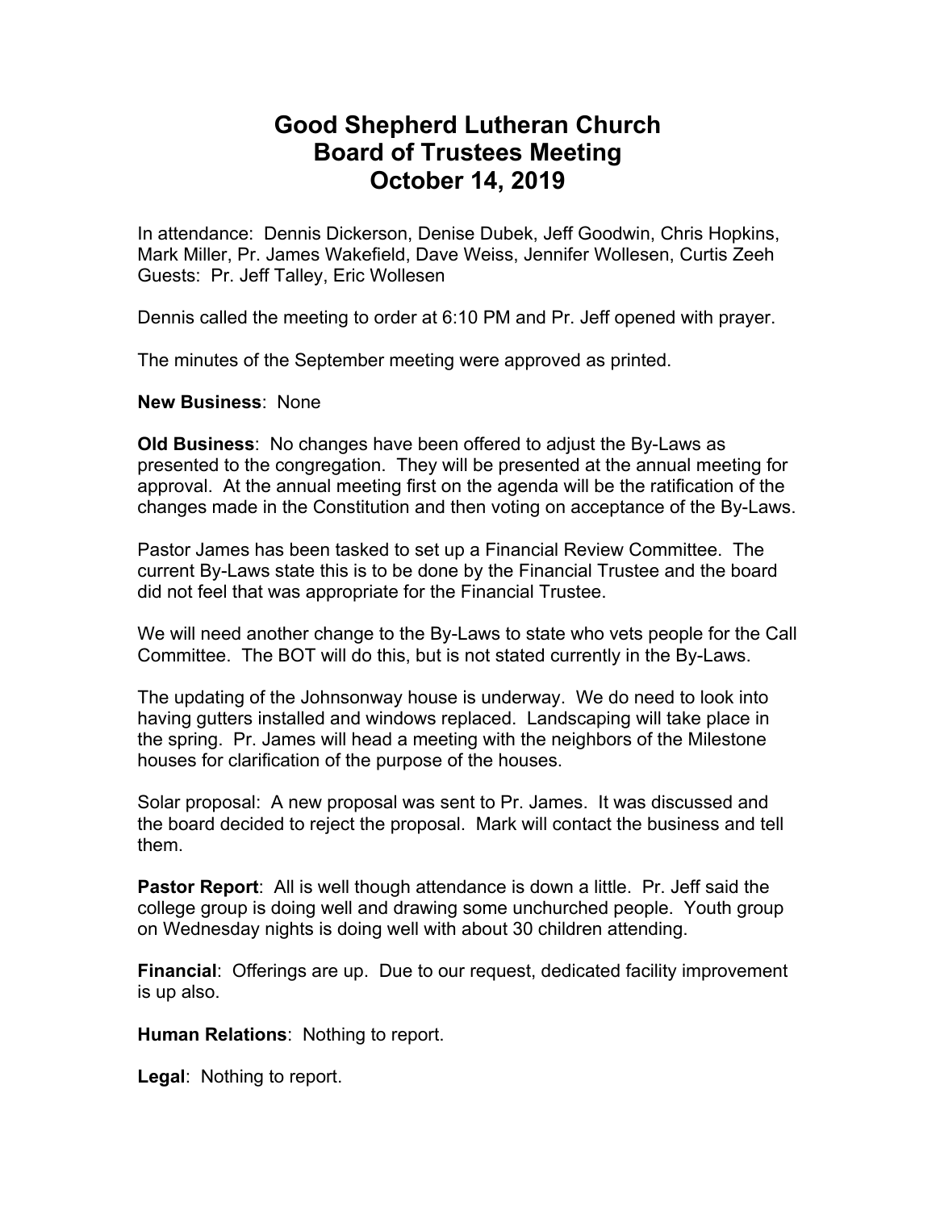# Good Shepherd Lutheran Church
# Board of Trustees Meeting
# October 14, 2019

In attendance: Dennis Dickerson, Denise Dubek, Jeff Goodwin, Chris Hopkins, Mark Miller, Pr. James Wakefield, Dave Weiss, Jennifer Wollesen, Curtis Zeeh
Guests: Pr. Jeff Talley, Eric Wollesen

Dennis called the meeting to order at 6:10 PM and Pr. Jeff opened with prayer.

The minutes of the September meeting were approved as printed.

**New Business**: None

**Old Business**: No changes have been offered to adjust the By-Laws as presented to the congregation. They will be presented at the annual meeting for approval. At the annual meeting first on the agenda will be the ratification of the changes made in the Constitution and then voting on acceptance of the By-Laws.

Pastor James has been tasked to set up a Financial Review Committee. The current By-Laws state this is to be done by the Financial Trustee and the board did not feel that was appropriate for the Financial Trustee.

We will need another change to the By-Laws to state who vets people for the Call Committee. The BOT will do this, but is not stated currently in the By-Laws.

The updating of the Johnsonway house is underway. We do need to look into having gutters installed and windows replaced. Landscaping will take place in the spring. Pr. James will head a meeting with the neighbors of the Milestone houses for clarification of the purpose of the houses.

Solar proposal: A new proposal was sent to Pr. James. It was discussed and the board decided to reject the proposal. Mark will contact the business and tell them.

**Pastor Report**: All is well though attendance is down a little. Pr. Jeff said the college group is doing well and drawing some unchurched people. Youth group on Wednesday nights is doing well with about 30 children attending.

**Financial**: Offerings are up. Due to our request, dedicated facility improvement is up also.

**Human Relations**: Nothing to report.

**Legal**: Nothing to report.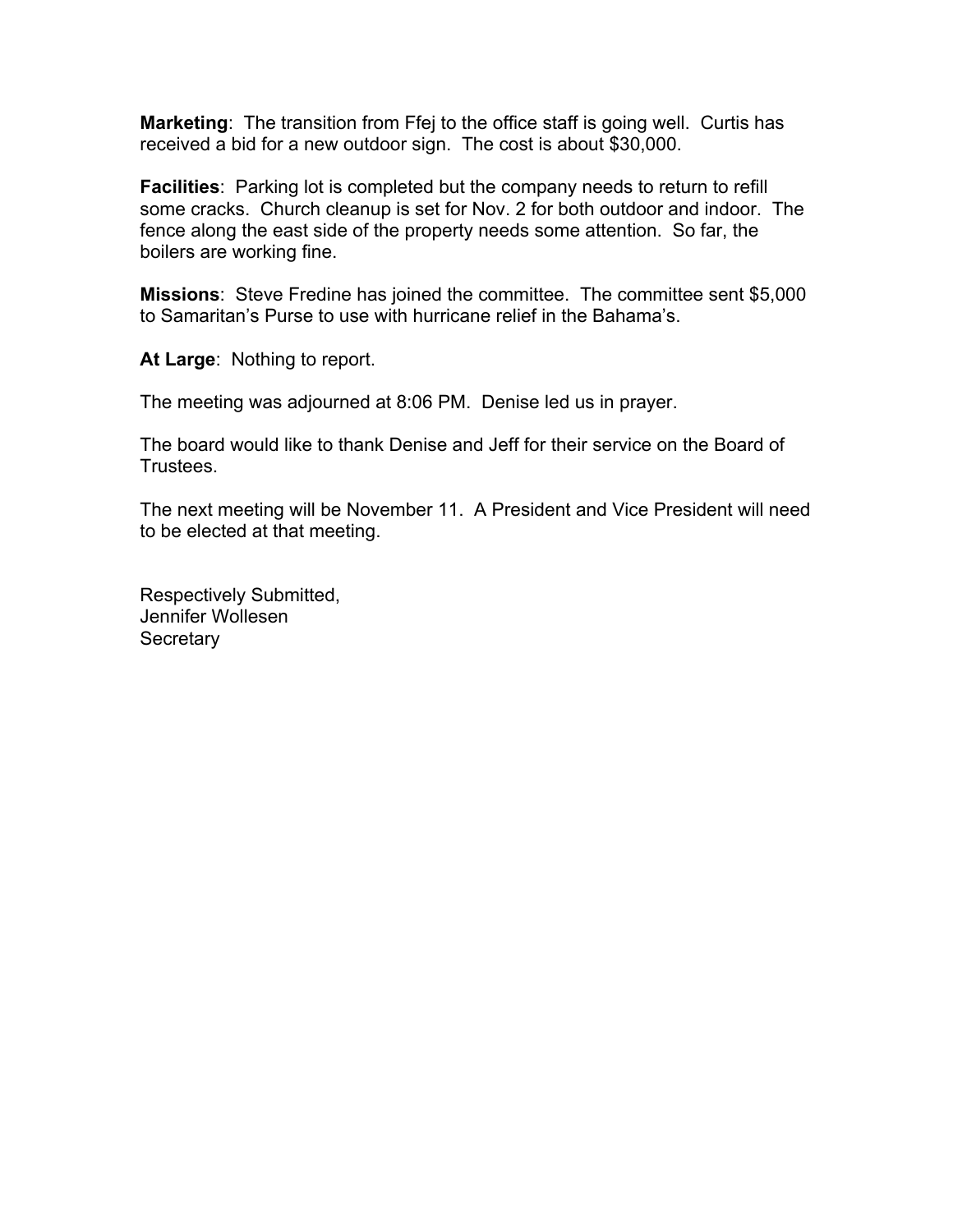**Marketing**: The transition from Ffej to the office staff is going well. Curtis has received a bid for a new outdoor sign. The cost is about $30,000.

**Facilities**: Parking lot is completed but the company needs to return to refill some cracks. Church cleanup is set for Nov. 2 for both outdoor and indoor. The fence along the east side of the property needs some attention. So far, the boilers are working fine.

**Missions**: Steve Fredine has joined the committee. The committee sent $5,000 to Samaritan's Purse to use with hurricane relief in the Bahama's.

**At Large**: Nothing to report.

The meeting was adjourned at 8:06 PM. Denise led us in prayer.

The board would like to thank Denise and Jeff for their service on the Board of Trustees.

The next meeting will be November 11. A President and Vice President will need to be elected at that meeting.

Respectively Submitted,
Jennifer Wollesen
Secretary